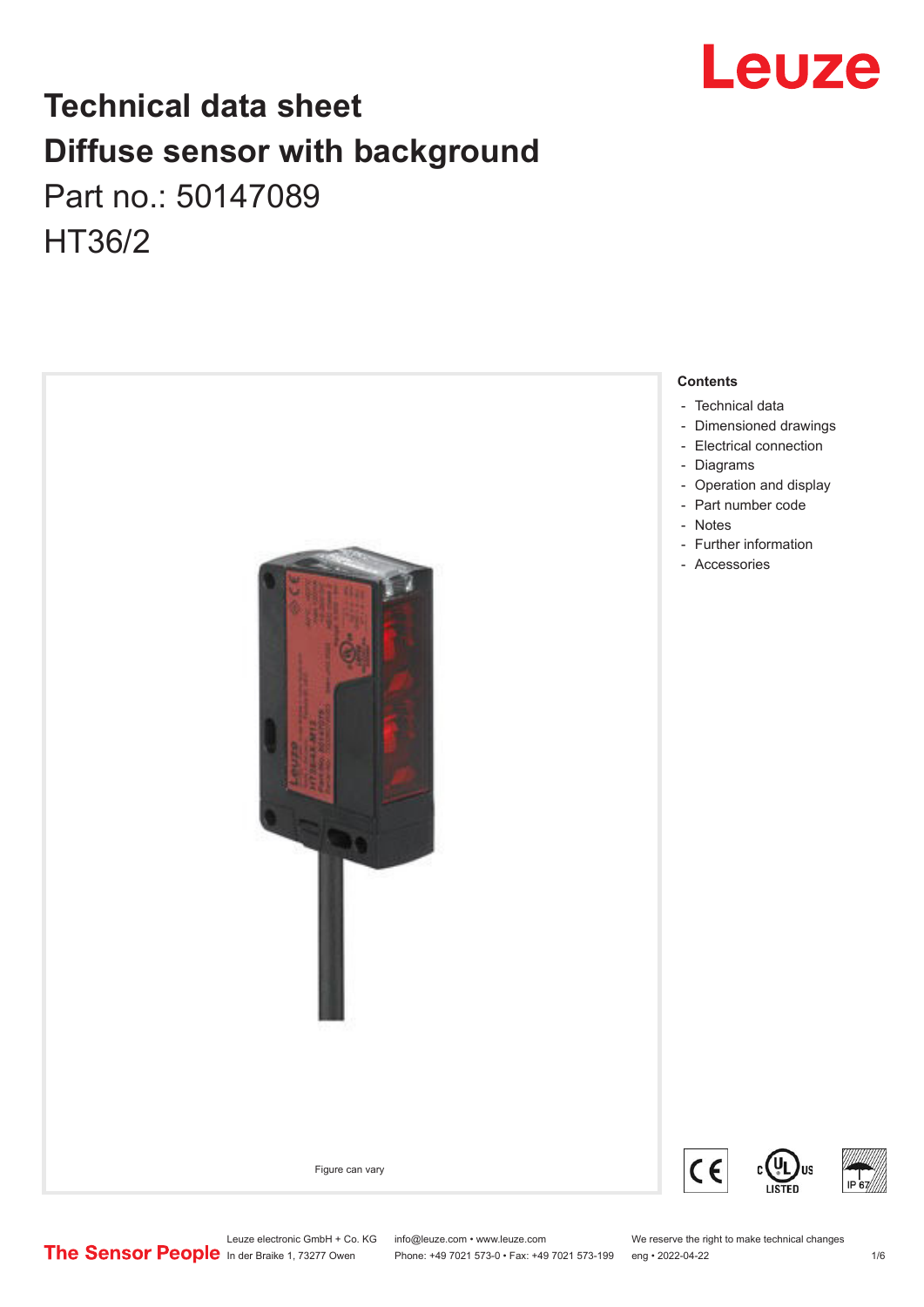# Technical data sheet
# Diffuse sensor with background

Part no.: 50147089

HT36/2

Figure can vary

**Contents**

- Technical data
- Dimensioned drawings
- Electrical connection
- Diagrams
- Operation and display
- Part number code
- Notes
- Further information
- Accessories

Leuze electronic GmbH + Co. KG
In der Braike 1, 73277 Owen

info@leuze.com • www.leuze.com
Phone: +49 7021 573-0 • Fax: +49 7021 573-199

We reserve the right to make technical changes
eng • 2022-04-22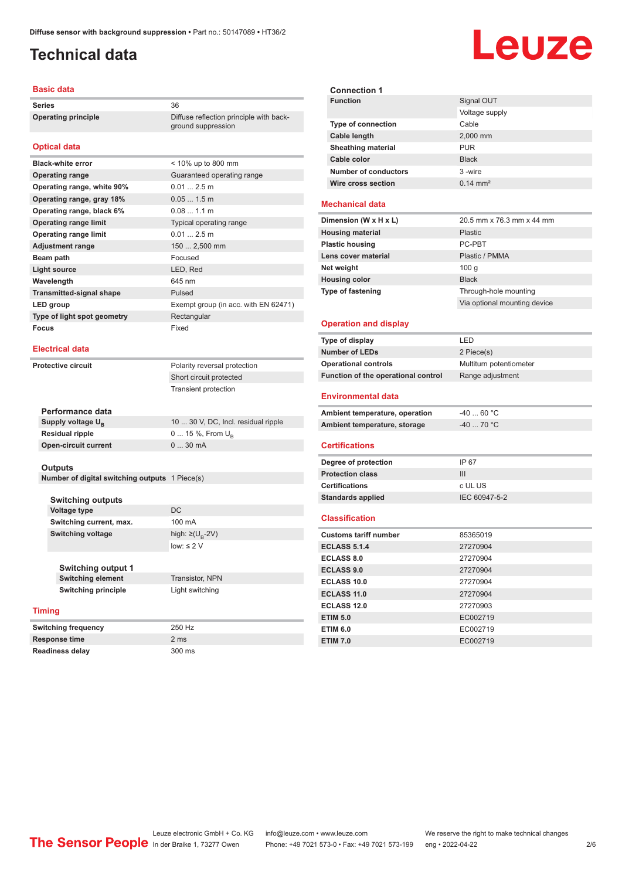# Technical data

## Basic data

| | |
|---|---|
| **Series** | 36 |
| **Operating principle** | Diffuse reflection principle with background suppression |

## Optical data

| | |
|---|---|
| **Black-white error** | < 10% up to 800 mm |
| **Operating range** | Guaranteed operating range |
| **Operating range, white 90%** | 0.01 ... 2.5 m |
| **Operating range, gray 18%** | 0.05 ... 1.5 m |
| **Operating range, black 6%** | 0.08 ... 1.1 m |
| **Operating range limit** | Typical operating range |
| **Operating range limit** | 0.01 ... 2.5 m |
| **Adjustment range** | 150 ... 2,500 mm |
| **Beam path** | Focused |
| **Light source** | LED, Red |
| **Wavelength** | 645 nm |
| **Transmitted-signal shape** | Pulsed |
| **LED group** | Exempt group (in acc. with EN 62471) |
| **Type of light spot geometry** | Rectangular |
| **Focus** | Fixed |

## Electrical data

| | |
|---|---|
| **Protective circuit** | Polarity reversal protection |
| | Short circuit protected |
| | Transient protection |

### Performance data

| | |
|---|---|
| **Supply voltage $U_B$** | 10 ... 30 V, DC, Incl. residual ripple |
| **Residual ripple** | 0 ... 15 %, From $U_B$ |
| **Open-circuit current** | 0 ... 30 mA |

### Outputs

| | |
|---|---|
| **Number of digital switching outputs** | 1 Piece(s) |

### Switching outputs

| | |
|---|---|
| **Voltage type** | DC |
| **Switching current, max.** | 100 mA |
| **Switching voltage** | high: ≥($U_B$-2V) |
| | low: ≤ 2 V |

### Switching output 1

| | |
|---|---|
| **Switching element** | Transistor, NPN |
| **Switching principle** | Light switching |

## Timing

| | |
|---|---|
| **Switching frequency** | 250 Hz |
| **Response time** | 2 ms |
| **Readiness delay** | 300 ms |

## Connection 1

| | |
|---|---|
| **Function** | Signal OUT |
| | Voltage supply |
| **Type of connection** | Cable |
| **Cable length** | 2,000 mm |
| **Sheathing material** | PUR |
| **Cable color** | Black |
| **Number of conductors** | 3 -wire |
| **Wire cross section** | 0.14 mm² |

## Mechanical data

| | |
|---|---|
| **Dimension (W x H x L)** | 20.5 mm x 76.3 mm x 44 mm |
| **Housing material** | Plastic |
| **Plastic housing** | PC-PBT |
| **Lens cover material** | Plastic / PMMA |
| **Net weight** | 100 g |
| **Housing color** | Black |
| **Type of fastening** | Through-hole mounting |
| | Via optional mounting device |

## Operation and display

| | |
|---|---|
| **Type of display** | LED |
| **Number of LEDs** | 2 Piece(s) |
| **Operational controls** | Multiturn potentiometer |
| **Function of the operational control** | Range adjustment |

## Environmental data

| | |
|---|---|
| **Ambient temperature, operation** | -40 ... 60 °C |
| **Ambient temperature, storage** | -40 ... 70 °C |

## Certifications

| | |
|---|---|
| **Degree of protection** | IP 67 |
| **Protection class** | III |
| **Certifications** | c UL US |
| **Standards applied** | IEC 60947-5-2 |

## Classification

| | |
|---|---|
| **Customs tariff number** | 85365019 |
| **ECLASS 5.1.4** | 27270904 |
| **ECLASS 8.0** | 27270904 |
| **ECLASS 9.0** | 27270904 |
| **ECLASS 10.0** | 27270904 |
| **ECLASS 11.0** | 27270904 |
| **ECLASS 12.0** | 27270903 |
| **ETIM 5.0** | EC002719 |
| **ETIM 6.0** | EC002719 |
| **ETIM 7.0** | EC002719 |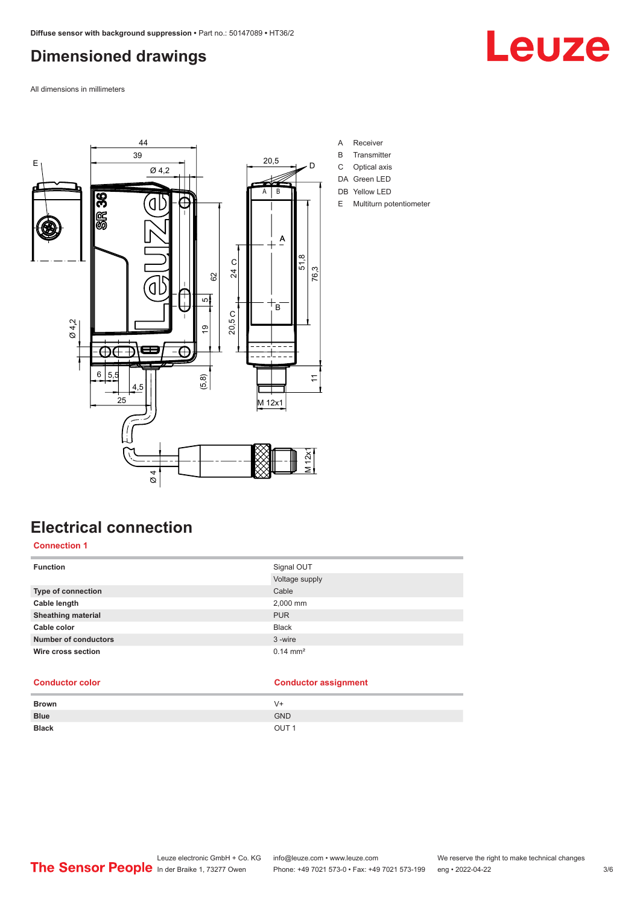# Dimensioned drawings

All dimensions in millimeters

A Receiver
B Transmitter
C Optical axis
DA Green LED
DB Yellow LED
E Multiturn potentiometer

# Electrical connection

## Connection 1

| Function | Signal OUT |
|---|---|
| | Voltage supply |
| Type of connection | Cable |
| Cable length | 2,000 mm |
| Sheathing material | PUR |
| Cable color | Black |
| Number of conductors | 3 -wire |
| Wire cross section | 0.14 mm² |

| Conductor color | Conductor assignment |
|---|---|
| Brown | V+ |
| Blue | GND |
| Black | OUT 1 |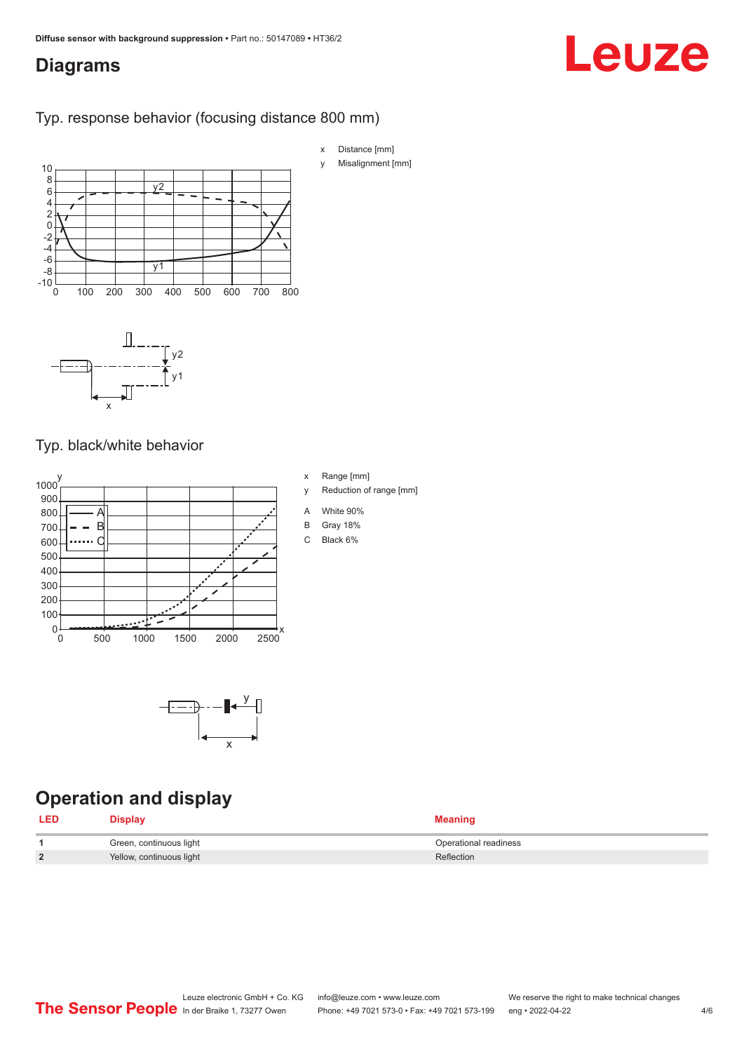# Diagrams

## Typ. response behavior (focusing distance 800 mm)

x Distance [mm]

y Misalignment [mm]

## Typ. black/white behavior

x Range [mm]

y Reduction of range [mm]

A White 90%

B Gray 18%

C Black 6%

# Operation and display

| LED | Display | Meaning |
|---|---|---|
| 1 | Green, continuous light | Operational readiness |
| 2 | Yellow, continuous light | Reflection |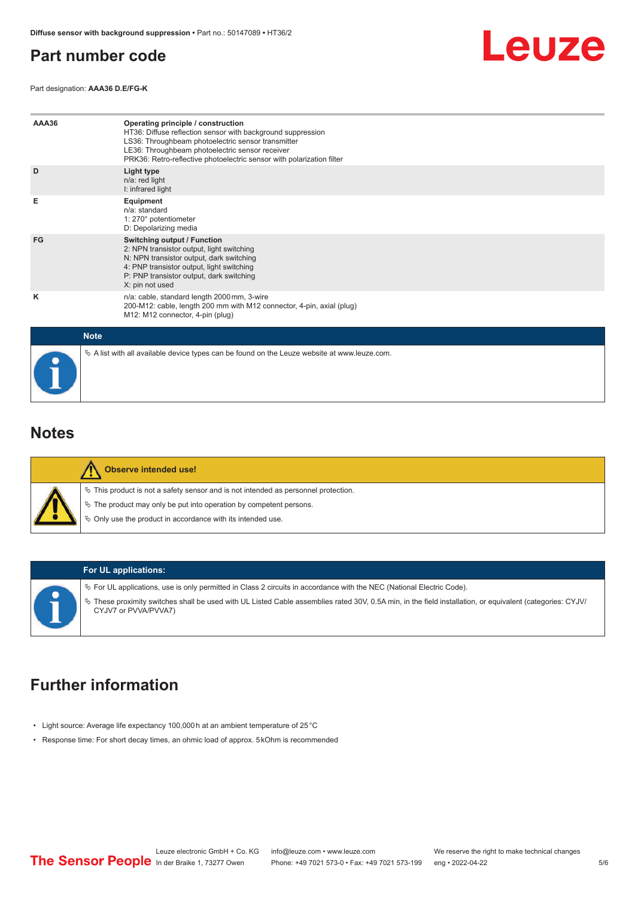## Part number code

Part designation: **AAA36 D.E/FG-K**

| | |
|---|---|
| **AAA36** | **Operating principle / construction**<br>HT36: Diffuse reflection sensor with background suppression<br>LS36: Throughbeam photoelectric sensor transmitter<br>LE36: Throughbeam photoelectric sensor receiver<br>PRK36: Retro-reflective photoelectric sensor with polarization filter |
| **D** | **Light type**<br>n/a: red light<br>I: infrared light |
| **E** | **Equipment**<br>n/a: standard<br>1: 270° potentiometer<br>D: Depolarizing media |
| **FG** | **Switching output / Function**<br>2: NPN transistor output, light switching<br>N: NPN transistor output, dark switching<br>4: PNP transistor output, light switching<br>P: PNP transistor output, dark switching<br>X: pin not used |
| **K** | n/a: cable, standard length 2000 mm, 3-wire<br>200-M12: cable, length 200 mm with M12 connector, 4-pin, axial (plug)<br>M12: M12 connector, 4-pin (plug) |

**Note**

- A list with all available device types can be found on the Leuze website at www.leuze.com.

## Notes

**Observe intended use!**

- This product is not a safety sensor and is not intended as personnel protection.
- The product may only be put into operation by competent persons.
- Only use the product in accordance with its intended use.

**For UL applications:**

- For UL applications, use is only permitted in Class 2 circuits in accordance with the NEC (National Electric Code).
- These proximity switches shall be used with UL Listed Cable assemblies rated 30V, 0.5A min, in the field installation, or equivalent (categories: CYJV/CYJV7 or PVVA/PVVA7)

## Further information

- Light source: Average life expectancy 100,000 h at an ambient temperature of 25 °C
- Response time: For short decay times, an ohmic load of approx. 5 kOhm is recommended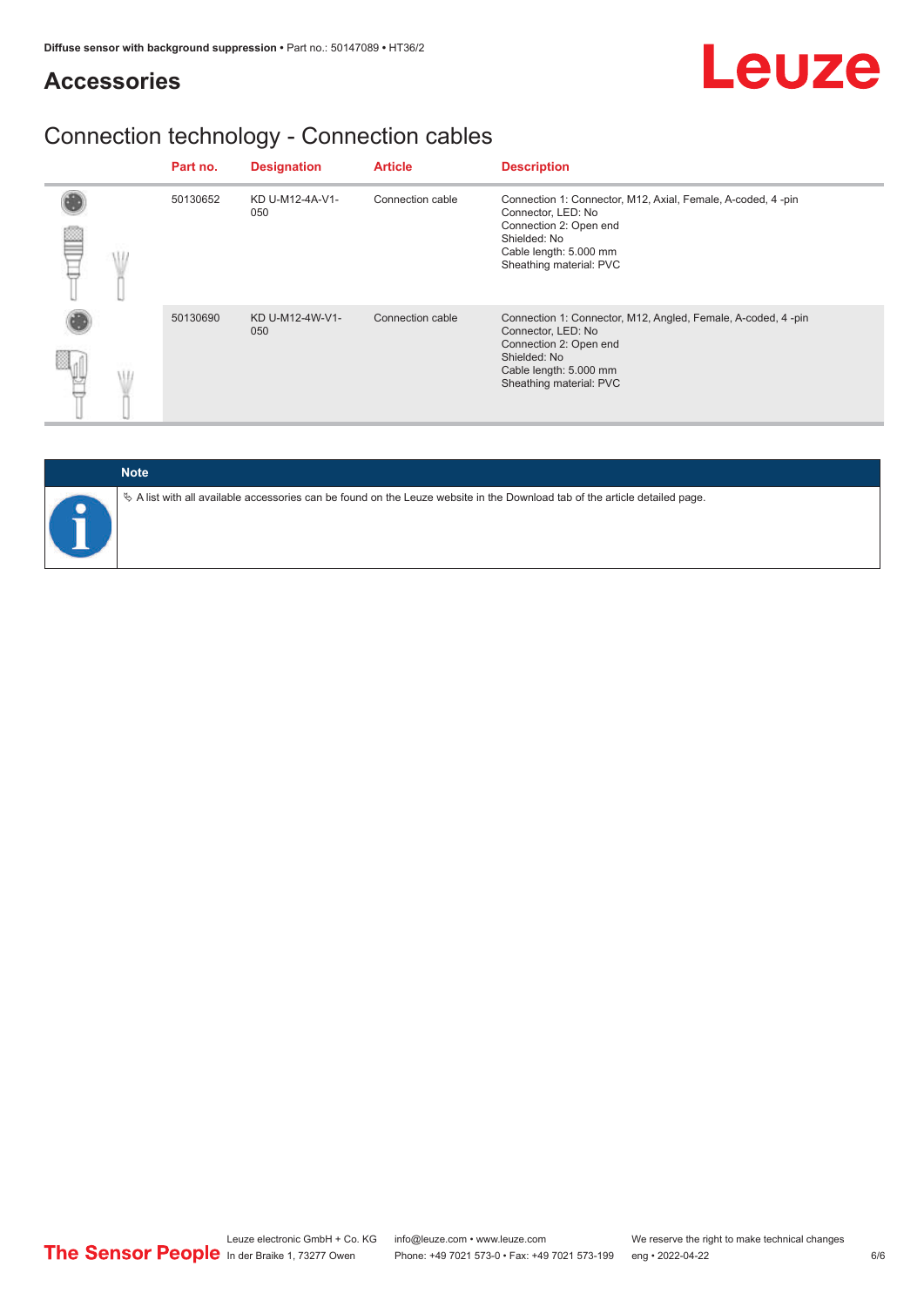## Accessories

# Connection technology - Connection cables

| | Part no. | Designation | Article | Description |
|---|---|---|---|---|
| | 50130652 | KD U-M12-4A-V1-050 | Connection cable | Connection 1: Connector, M12, Axial, Female, A-coded, 4 -pin<br>Connector, LED: No<br>Connection 2: Open end<br>Shielded: No<br>Cable length: 5.000 mm<br>Sheathing material: PVC |
| | 50130690 | KD U-M12-4W-V1-050 | Connection cable | Connection 1: Connector, M12, Angled, Female, A-coded, 4 -pin<br>Connector, LED: No<br>Connection 2: Open end<br>Shielded: No<br>Cable length: 5.000 mm<br>Sheathing material: PVC |

**Note**

↳ A list with all available accessories can be found on the Leuze website in the Download tab of the article detailed page.